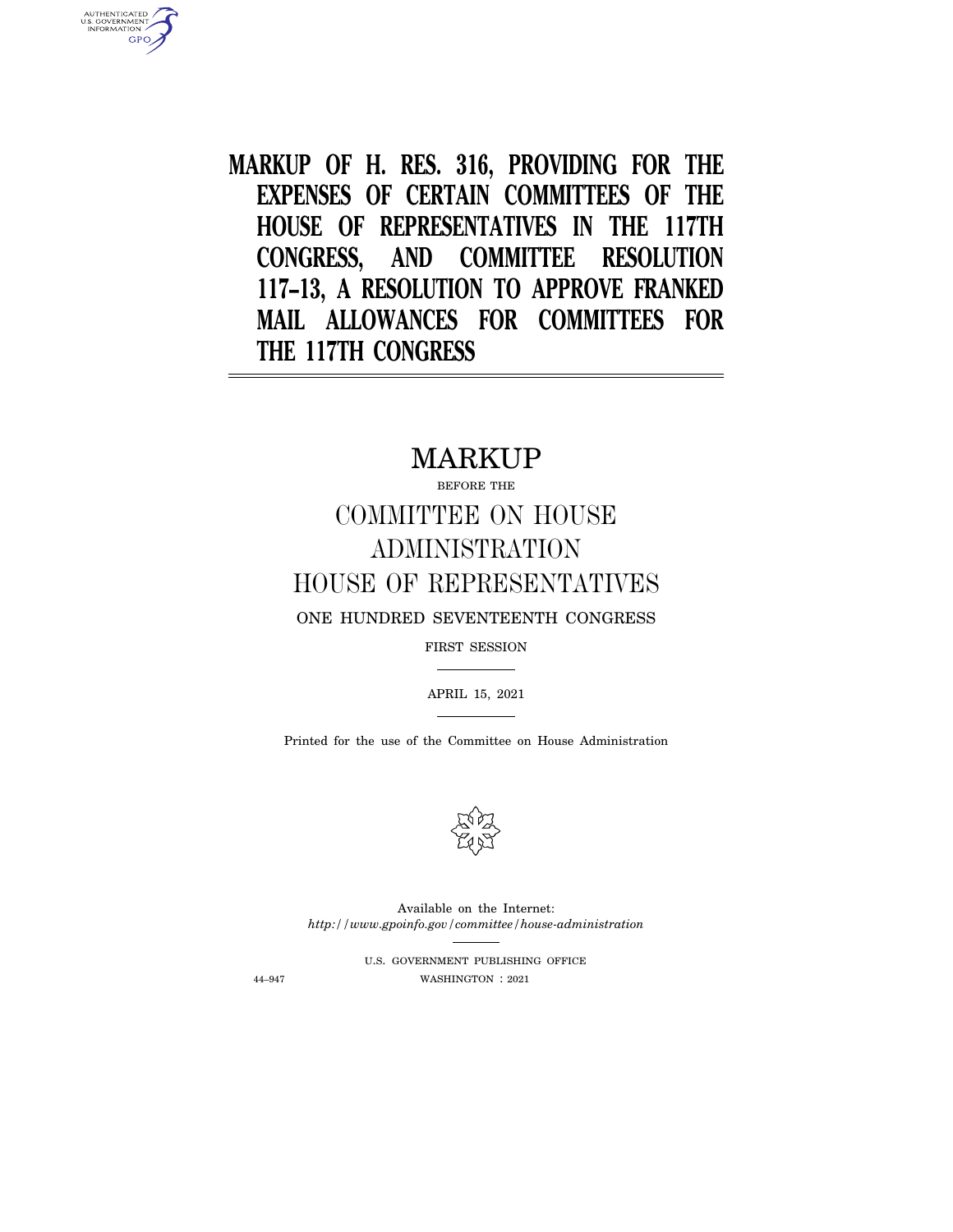# MARKUP OF H. RES. 316, PROVIDING FOR THE EXPENSES OF CERTAIN COMMITTEES OF THE HOUSE OF REPRESENTATIVES IN THE 117TH CONGRESS, AND COMMITTEE RESOLUTION 117–13, A RESOLUTION TO APPROVE FRANKED MAIL ALLOWANCES FOR COMMITTEES FOR THE 117TH CONGRESS

## MARKUP

BEFORE THE

## COMMITTEE ON HOUSE ADMINISTRATION HOUSE OF REPRESENTATIVES

ONE HUNDRED SEVENTEENTH CONGRESS

FIRST SESSION

APRIL 15, 2021

Printed for the use of the Committee on House Administration

Available on the Internet:
*http://www.gpoinfo.gov/committee/house-administration*

U.S. GOVERNMENT PUBLISHING OFFICE

44–947 WASHINGTON : 2021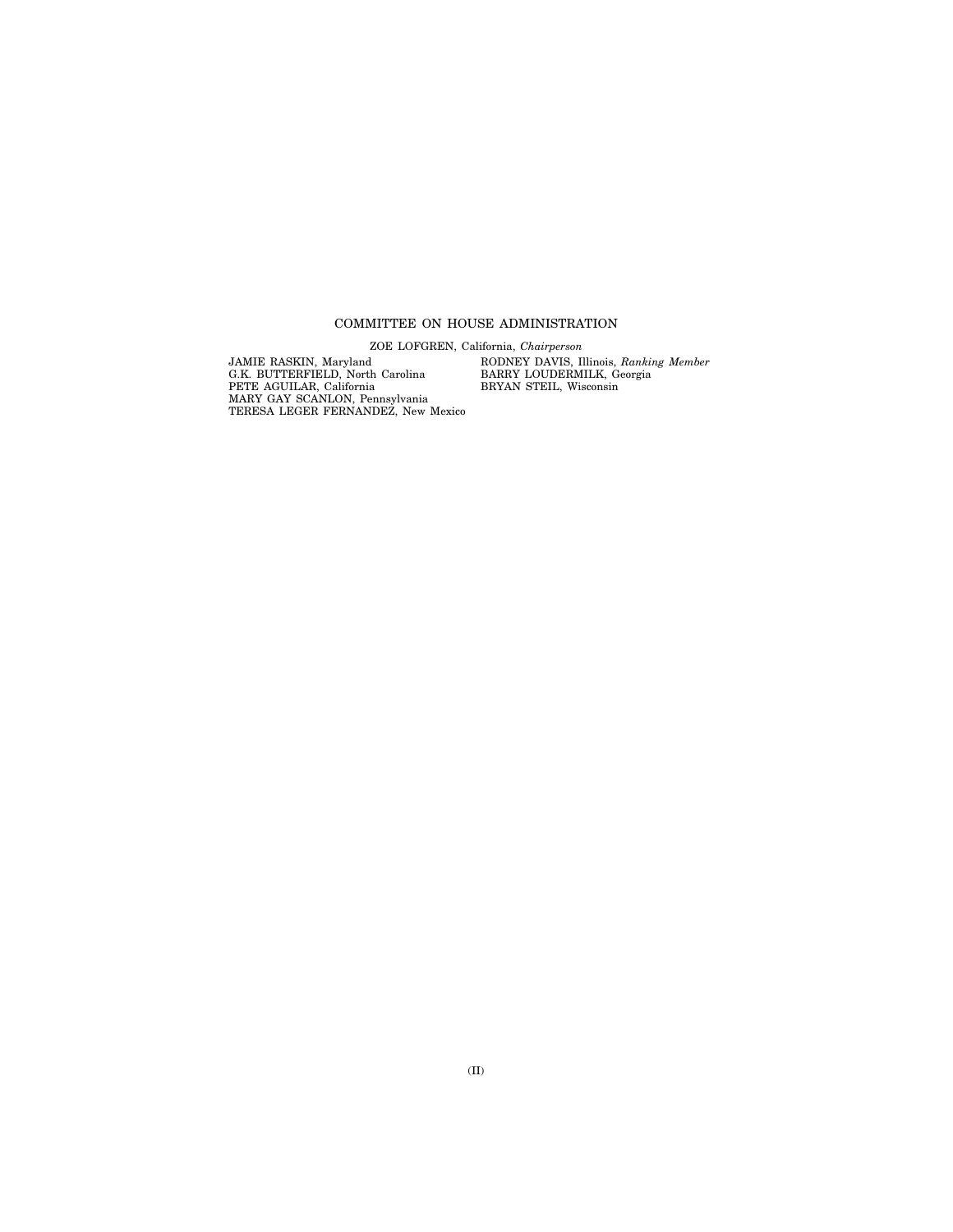## COMMITTEE ON HOUSE ADMINISTRATION

ZOE LOFGREN, California, *Chairperson*

JAMIE RASKIN, Maryland
G.K. BUTTERFIELD, North Carolina
PETE AGUILAR, California
MARY GAY SCANLON, Pennsylvania
TERESA LEGER FERNANDEZ, New Mexico

RODNEY DAVIS, Illinois, *Ranking Member*
BARRY LOUDERMILK, Georgia
BRYAN STEIL, Wisconsin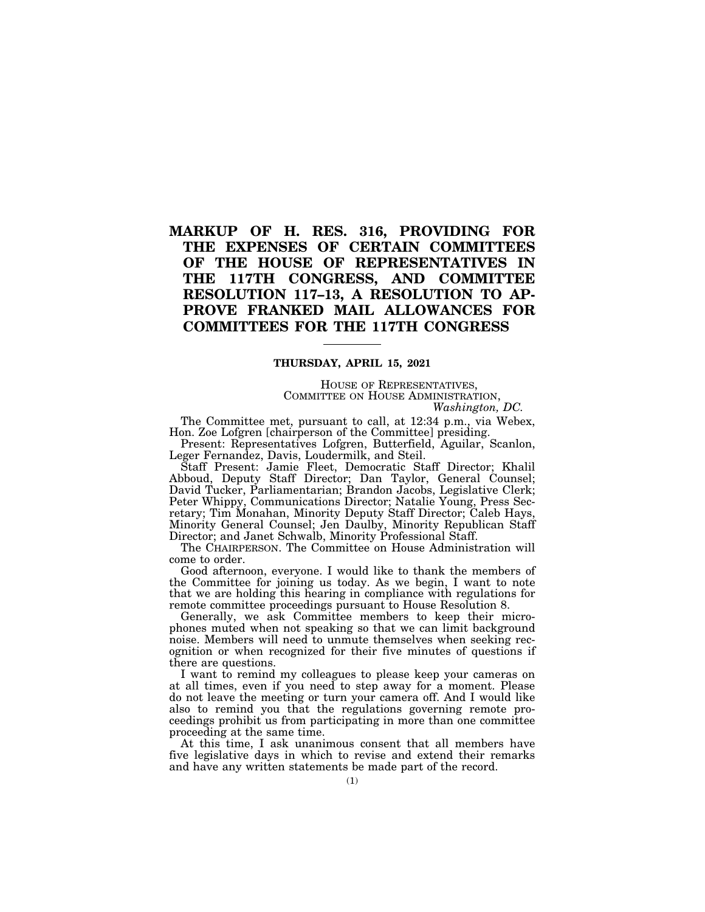# MARKUP OF H. RES. 316, PROVIDING FOR THE EXPENSES OF CERTAIN COMMITTEES OF THE HOUSE OF REPRESENTATIVES IN THE 117TH CONGRESS, AND COMMITTEE RESOLUTION 117–13, A RESOLUTION TO APPROVE FRANKED MAIL ALLOWANCES FOR COMMITTEES FOR THE 117TH CONGRESS

---

**THURSDAY, APRIL 15, 2021**

HOUSE OF REPRESENTATIVES,
COMMITTEE ON HOUSE ADMINISTRATION,
*Washington, DC.*

The Committee met, pursuant to call, at 12:34 p.m., via Webex, Hon. Zoe Lofgren [chairperson of the Committee] presiding.

Present: Representatives Lofgren, Butterfield, Aguilar, Scanlon, Leger Fernandez, Davis, Loudermilk, and Steil.

Staff Present: Jamie Fleet, Democratic Staff Director; Khalil Abboud, Deputy Staff Director; Dan Taylor, General Counsel; David Tucker, Parliamentarian; Brandon Jacobs, Legislative Clerk; Peter Whippy, Communications Director; Natalie Young, Press Secretary; Tim Monahan, Minority Deputy Staff Director; Caleb Hays, Minority General Counsel; Jen Daulby, Minority Republican Staff Director; and Janet Schwalb, Minority Professional Staff.

The CHAIRPERSON. The Committee on House Administration will come to order.

Good afternoon, everyone. I would like to thank the members of the Committee for joining us today. As we begin, I want to note that we are holding this hearing in compliance with regulations for remote committee proceedings pursuant to House Resolution 8.

Generally, we ask Committee members to keep their microphones muted when not speaking so that we can limit background noise. Members will need to unmute themselves when seeking recognition or when recognized for their five minutes of questions if there are questions.

I want to remind my colleagues to please keep your cameras on at all times, even if you need to step away for a moment. Please do not leave the meeting or turn your camera off. And I would like also to remind you that the regulations governing remote proceedings prohibit us from participating in more than one committee proceeding at the same time.

At this time, I ask unanimous consent that all members have five legislative days in which to revise and extend their remarks and have any written statements be made part of the record.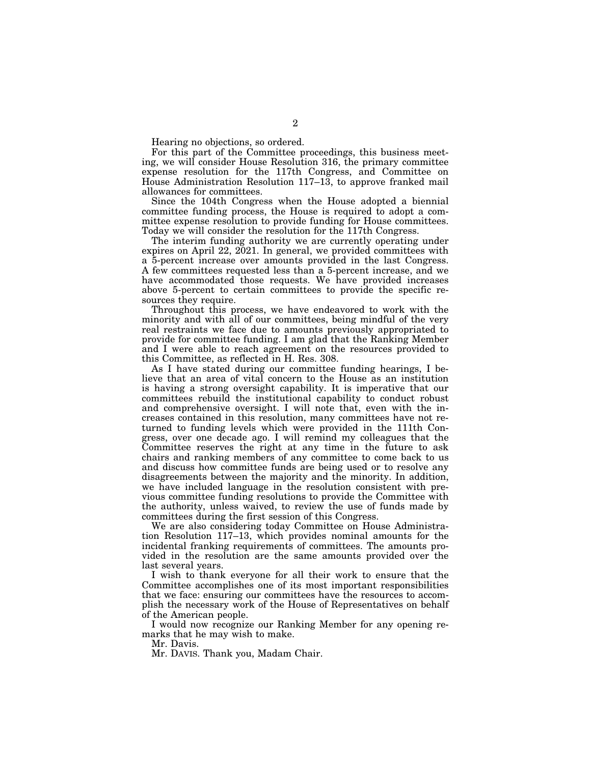Hearing no objections, so ordered.

For this part of the Committee proceedings, this business meeting, we will consider House Resolution 316, the primary committee expense resolution for the 117th Congress, and Committee on House Administration Resolution 117–13, to approve franked mail allowances for committees.

Since the 104th Congress when the House adopted a biennial committee funding process, the House is required to adopt a committee expense resolution to provide funding for House committees. Today we will consider the resolution for the 117th Congress.

The interim funding authority we are currently operating under expires on April 22, 2021. In general, we provided committees with a 5-percent increase over amounts provided in the last Congress. A few committees requested less than a 5-percent increase, and we have accommodated those requests. We have provided increases above 5-percent to certain committees to provide the specific resources they require.

Throughout this process, we have endeavored to work with the minority and with all of our committees, being mindful of the very real restraints we face due to amounts previously appropriated to provide for committee funding. I am glad that the Ranking Member and I were able to reach agreement on the resources provided to this Committee, as reflected in H. Res. 308.

As I have stated during our committee funding hearings, I believe that an area of vital concern to the House as an institution is having a strong oversight capability. It is imperative that our committees rebuild the institutional capability to conduct robust and comprehensive oversight. I will note that, even with the increases contained in this resolution, many committees have not returned to funding levels which were provided in the 111th Congress, over one decade ago. I will remind my colleagues that the Committee reserves the right at any time in the future to ask chairs and ranking members of any committee to come back to us and discuss how committee funds are being used or to resolve any disagreements between the majority and the minority. In addition, we have included language in the resolution consistent with previous committee funding resolutions to provide the Committee with the authority, unless waived, to review the use of funds made by committees during the first session of this Congress.

We are also considering today Committee on House Administration Resolution 117–13, which provides nominal amounts for the incidental franking requirements of committees. The amounts provided in the resolution are the same amounts provided over the last several years.

I wish to thank everyone for all their work to ensure that the Committee accomplishes one of its most important responsibilities that we face: ensuring our committees have the resources to accomplish the necessary work of the House of Representatives on behalf of the American people.

I would now recognize our Ranking Member for any opening remarks that he may wish to make.

Mr. Davis.

Mr. DAVIS. Thank you, Madam Chair.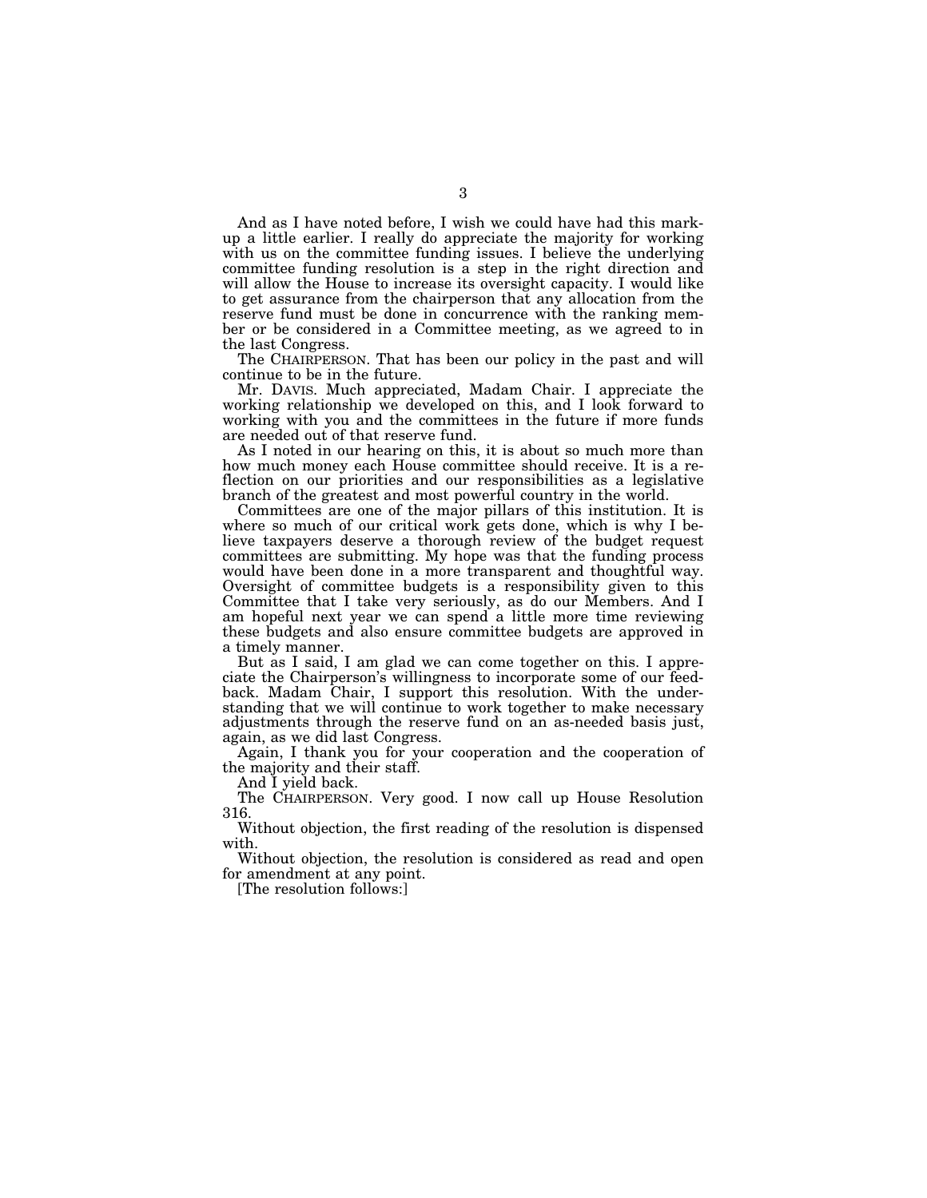And as I have noted before, I wish we could have had this markup a little earlier. I really do appreciate the majority for working with us on the committee funding issues. I believe the underlying committee funding resolution is a step in the right direction and will allow the House to increase its oversight capacity. I would like to get assurance from the chairperson that any allocation from the reserve fund must be done in concurrence with the ranking member or be considered in a Committee meeting, as we agreed to in the last Congress.

The CHAIRPERSON. That has been our policy in the past and will continue to be in the future.

Mr. DAVIS. Much appreciated, Madam Chair. I appreciate the working relationship we developed on this, and I look forward to working with you and the committees in the future if more funds are needed out of that reserve fund.

As I noted in our hearing on this, it is about so much more than how much money each House committee should receive. It is a reflection on our priorities and our responsibilities as a legislative branch of the greatest and most powerful country in the world.

Committees are one of the major pillars of this institution. It is where so much of our critical work gets done, which is why I believe taxpayers deserve a thorough review of the budget request committees are submitting. My hope was that the funding process would have been done in a more transparent and thoughtful way. Oversight of committee budgets is a responsibility given to this Committee that I take very seriously, as do our Members. And I am hopeful next year we can spend a little more time reviewing these budgets and also ensure committee budgets are approved in a timely manner.

But as I said, I am glad we can come together on this. I appreciate the Chairperson's willingness to incorporate some of our feedback. Madam Chair, I support this resolution. With the understanding that we will continue to work together to make necessary adjustments through the reserve fund on an as-needed basis just, again, as we did last Congress.

Again, I thank you for your cooperation and the cooperation of the majority and their staff.

And I yield back.

The CHAIRPERSON. Very good. I now call up House Resolution 316.

Without objection, the first reading of the resolution is dispensed with.

Without objection, the resolution is considered as read and open for amendment at any point.

[The resolution follows:]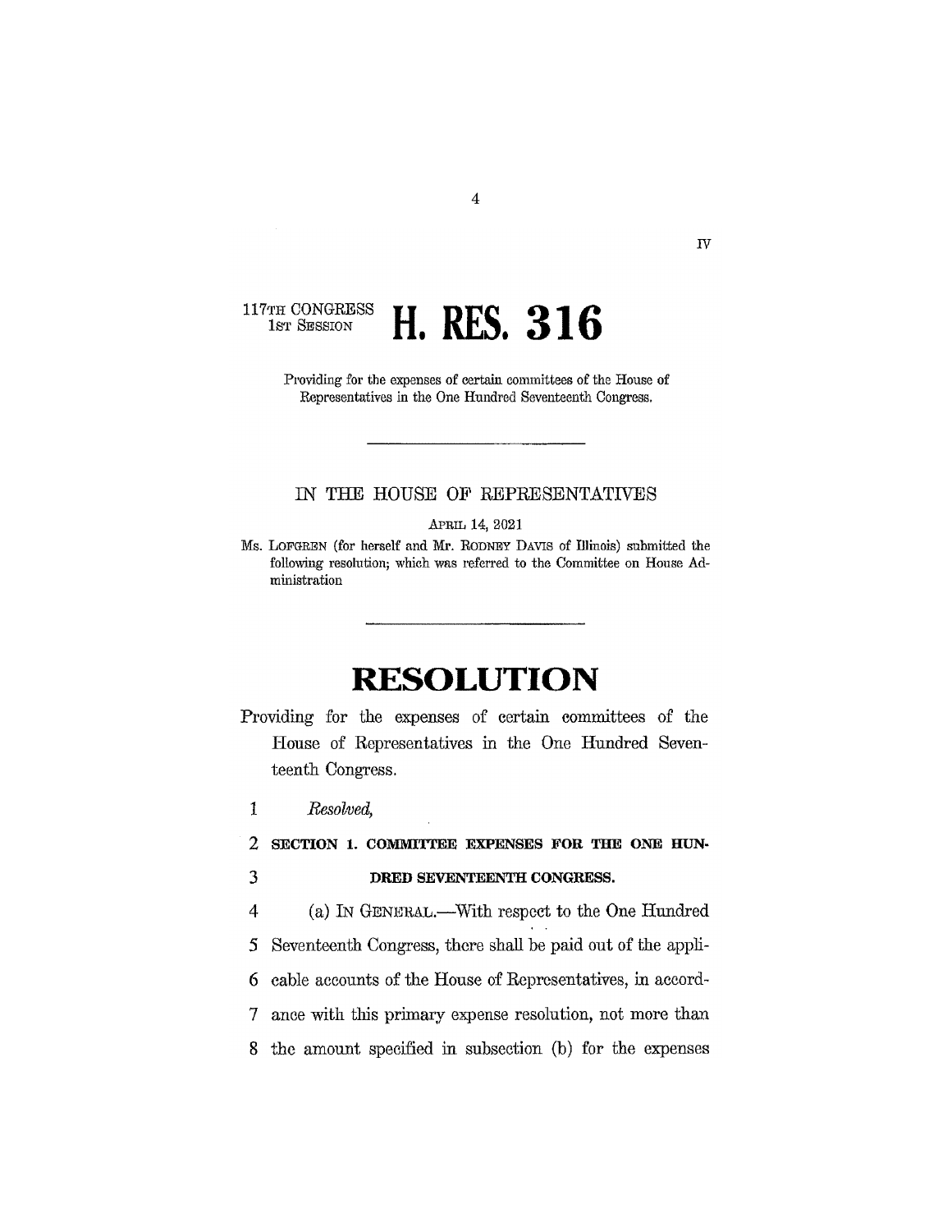IV

117TH CONGRESS
1ST SESSION

# H. RES. 316

Providing for the expenses of certain committees of the House of Representatives in the One Hundred Seventeenth Congress.

---

IN THE HOUSE OF REPRESENTATIVES

APRIL 14, 2021

Ms. LOFGREN (for herself and Mr. RODNEY DAVIS of Illinois) submitted the following resolution; which was referred to the Committee on House Administration

---

# RESOLUTION

Providing for the expenses of certain committees of the House of Representatives in the One Hundred Seventeenth Congress.

1 *Resolved,*

2 **SECTION 1. COMMITTEE EXPENSES FOR THE ONE HUN-**
3 **DRED SEVENTEENTH CONGRESS.**

4 (a) IN GENERAL.—With respect to the One Hundred
5 Seventeenth Congress, there shall be paid out of the appli-
6 cable accounts of the House of Representatives, in accord-
7 ance with this primary expense resolution, not more than
8 the amount specified in subsection (b) for the expenses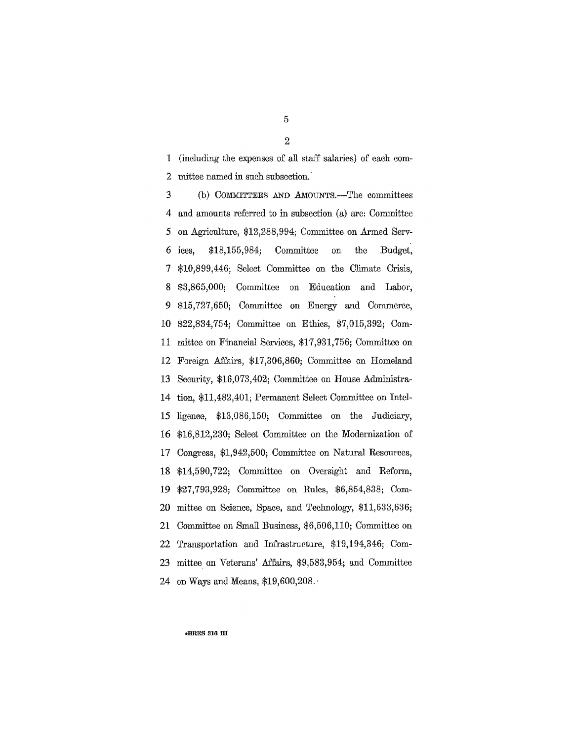(including the expenses of all staff salaries) of each committee named in such subsection.

(b) COMMITTEES AND AMOUNTS.—The committees and amounts referred to in subsection (a) are: Committee on Agriculture, $12,288,994; Committee on Armed Services, $18,155,984; Committee on the Budget, $10,899,446; Select Committee on the Climate Crisis, $3,865,000; Committee on Education and Labor, $15,727,650; Committee on Energy and Commerce, $22,834,754; Committee on Ethics, $7,015,392; Committee on Financial Services, $17,931,756; Committee on Foreign Affairs, $17,306,860; Committee on Homeland Security, $16,073,402; Committee on House Administration, $11,482,401; Permanent Select Committee on Intelligence, $13,086,150; Committee on the Judiciary, $16,812,230; Select Committee on the Modernization of Congress, $1,942,500; Committee on Natural Resources, $14,590,722; Committee on Oversight and Reform, $27,793,928; Committee on Rules, $6,854,838; Committee on Science, Space, and Technology, $11,633,636; Committee on Small Business, $6,506,110; Committee on Transportation and Infrastructure, $19,194,346; Committee on Veterans' Affairs, $9,583,954; and Committee on Ways and Means, $19,600,208.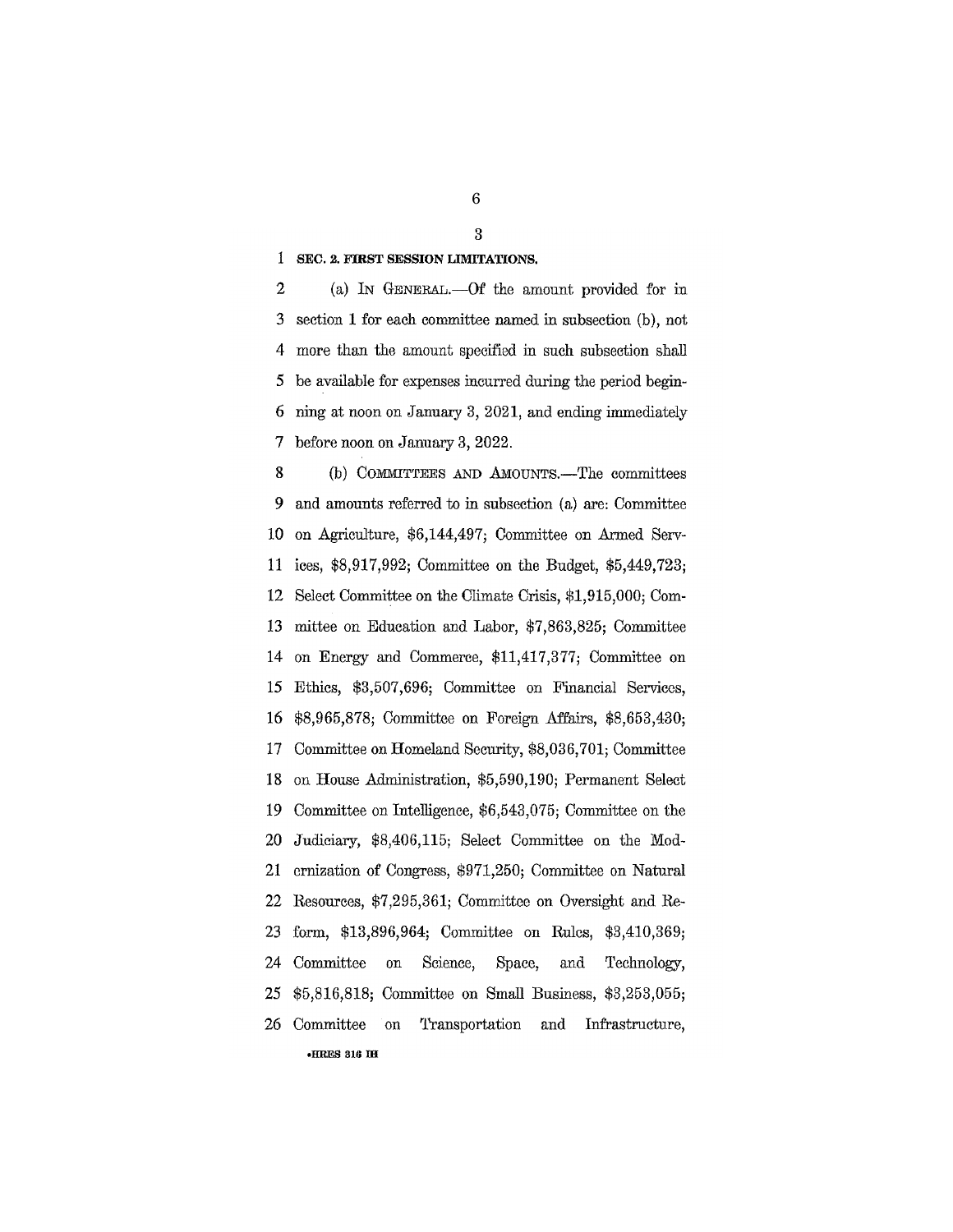**SEC. 2. FIRST SESSION LIMITATIONS.**

(a) IN GENERAL.—Of the amount provided for in section 1 for each committee named in subsection (b), not more than the amount specified in such subsection shall be available for expenses incurred during the period beginning at noon on January 3, 2021, and ending immediately before noon on January 3, 2022.

(b) COMMITTEES AND AMOUNTS.—The committees and amounts referred to in subsection (a) are: Committee on Agriculture, $6,144,497; Committee on Armed Services, $8,917,992; Committee on the Budget, $5,449,723; Select Committee on the Climate Crisis, $1,915,000; Committee on Education and Labor, $7,863,825; Committee on Energy and Commerce, $11,417,377; Committee on Ethics, $3,507,696; Committee on Financial Services, $8,965,878; Committee on Foreign Affairs, $8,653,430; Committee on Homeland Security, $8,036,701; Committee on House Administration, $5,590,190; Permanent Select Committee on Intelligence, $6,543,075; Committee on the Judiciary, $8,406,115; Select Committee on the Modernization of Congress, $971,250; Committee on Natural Resources, $7,295,361; Committee on Oversight and Reform, $13,896,964; Committee on Rules, $3,410,369; Committee on Science, Space, and Technology, $5,816,818; Committee on Small Business, $3,253,055; Committee on Transportation and Infrastructure,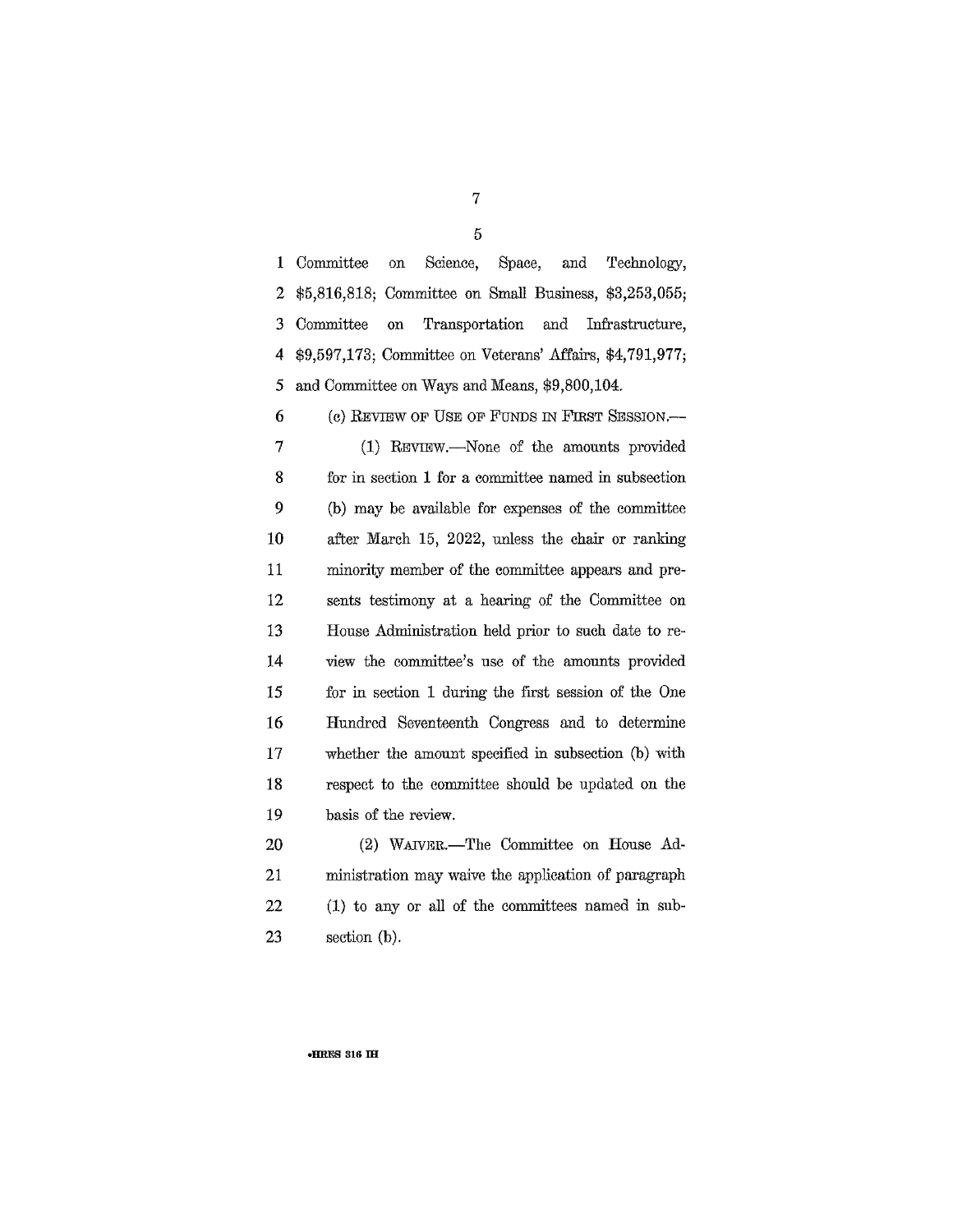Committee on Science, Space, and Technology, $5,816,818; Committee on Small Business, $3,253,055; Committee on Transportation and Infrastructure, $9,597,173; Committee on Veterans' Affairs, $4,791,977; and Committee on Ways and Means, $9,800,104.

(c) REVIEW OF USE OF FUNDS IN FIRST SESSION.—

(1) REVIEW.—None of the amounts provided for in section 1 for a committee named in subsection (b) may be available for expenses of the committee after March 15, 2022, unless the chair or ranking minority member of the committee appears and presents testimony at a hearing of the Committee on House Administration held prior to such date to review the committee's use of the amounts provided for in section 1 during the first session of the One Hundred Seventeenth Congress and to determine whether the amount specified in subsection (b) with respect to the committee should be updated on the basis of the review.

(2) WAIVER.—The Committee on House Administration may waive the application of paragraph (1) to any or all of the committees named in subsection (b).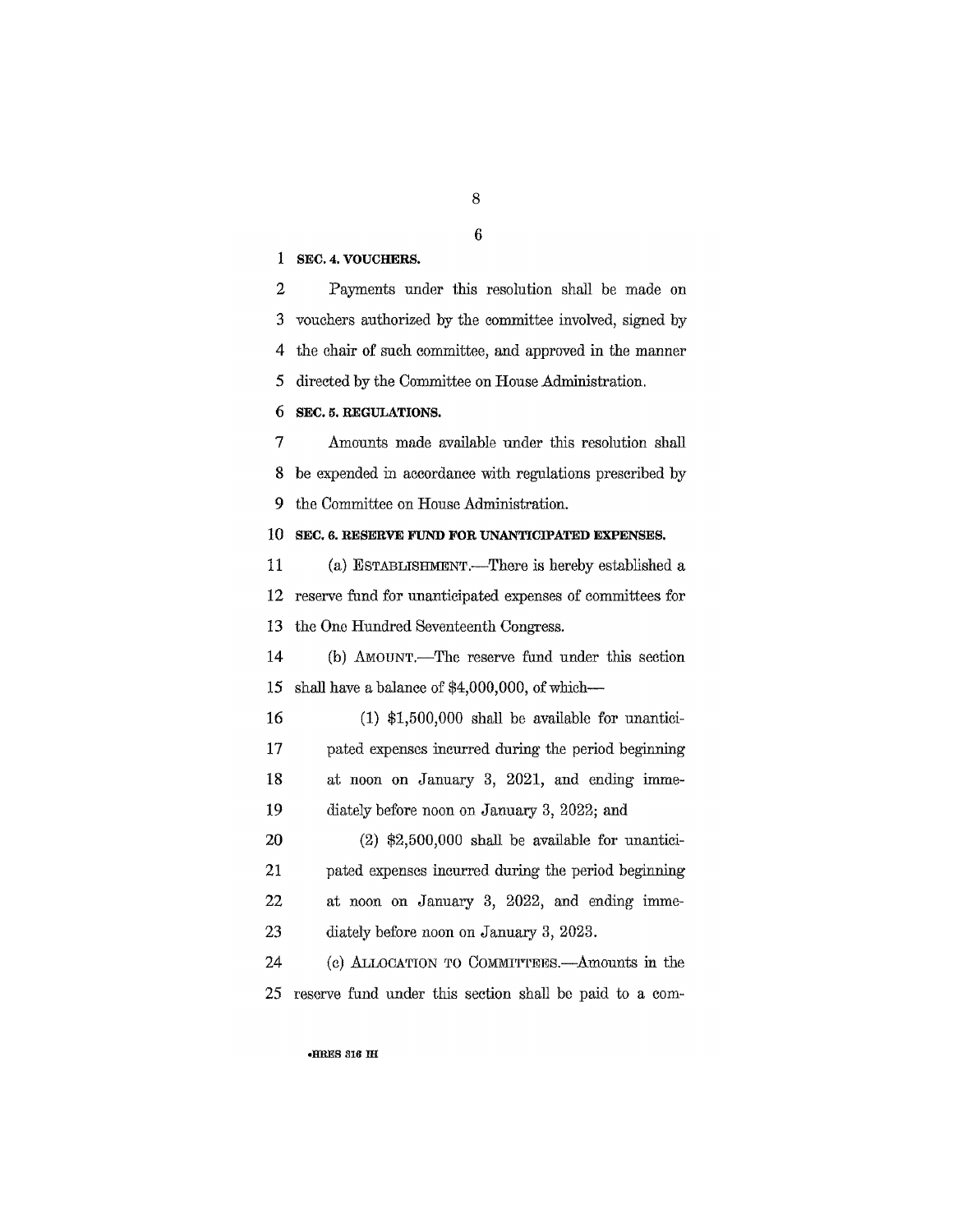**SEC. 4. VOUCHERS.**

Payments under this resolution shall be made on vouchers authorized by the committee involved, signed by the chair of such committee, and approved in the manner directed by the Committee on House Administration.

**SEC. 5. REGULATIONS.**

Amounts made available under this resolution shall be expended in accordance with regulations prescribed by the Committee on House Administration.

**SEC. 6. RESERVE FUND FOR UNANTICIPATED EXPENSES.**

(a) ESTABLISHMENT.—There is hereby established a reserve fund for unanticipated expenses of committees for the One Hundred Seventeenth Congress.

(b) AMOUNT.—The reserve fund under this section shall have a balance of $4,000,000, of which—

(1) $1,500,000 shall be available for unanticipated expenses incurred during the period beginning at noon on January 3, 2021, and ending immediately before noon on January 3, 2022; and

(2) $2,500,000 shall be available for unanticipated expenses incurred during the period beginning at noon on January 3, 2022, and ending immediately before noon on January 3, 2023.

(c) ALLOCATION TO COMMITTEES.—Amounts in the reserve fund under this section shall be paid to a com-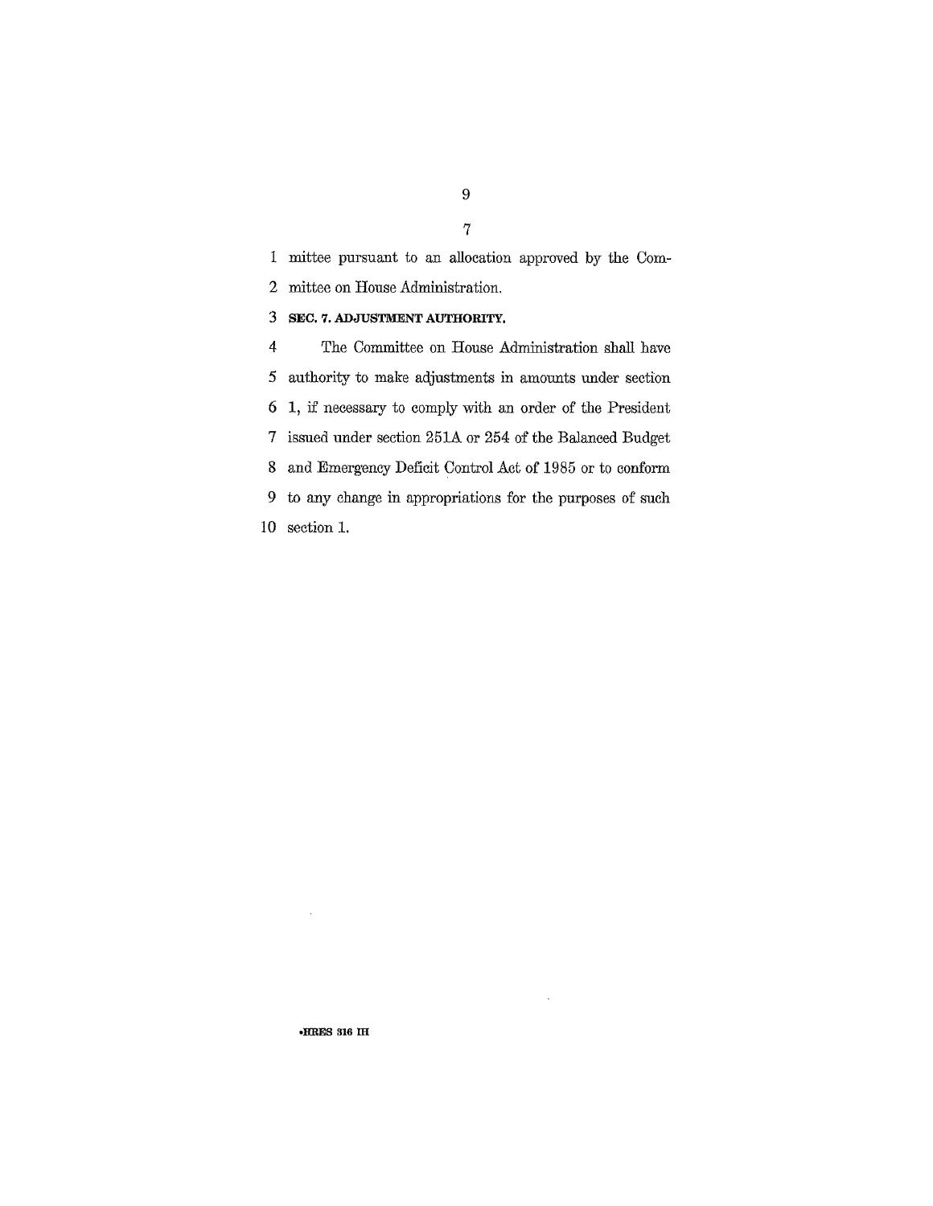mittee pursuant to an allocation approved by the Committee on House Administration.

### SEC. 7. ADJUSTMENT AUTHORITY.

The Committee on House Administration shall have authority to make adjustments in amounts under section 1, if necessary to comply with an order of the President issued under section 251A or 254 of the Balanced Budget and Emergency Deficit Control Act of 1985 or to conform to any change in appropriations for the purposes of such section 1.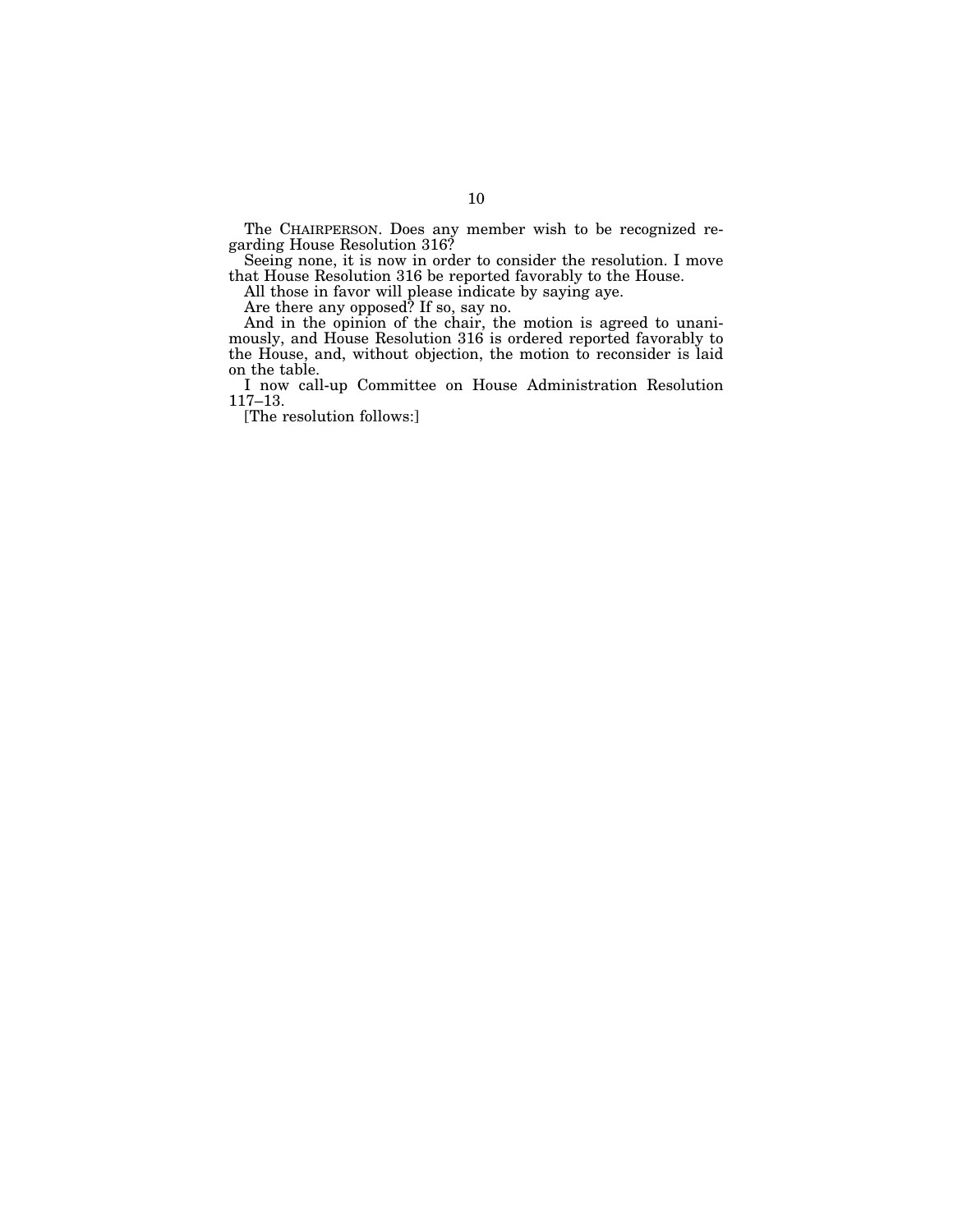The CHAIRPERSON. Does any member wish to be recognized regarding House Resolution 316?

Seeing none, it is now in order to consider the resolution. I move that House Resolution 316 be reported favorably to the House.

All those in favor will please indicate by saying aye.

Are there any opposed? If so, say no.

And in the opinion of the chair, the motion is agreed to unanimously, and House Resolution 316 is ordered reported favorably to the House, and, without objection, the motion to reconsider is laid on the table.

I now call-up Committee on House Administration Resolution 117–13.

[The resolution follows:]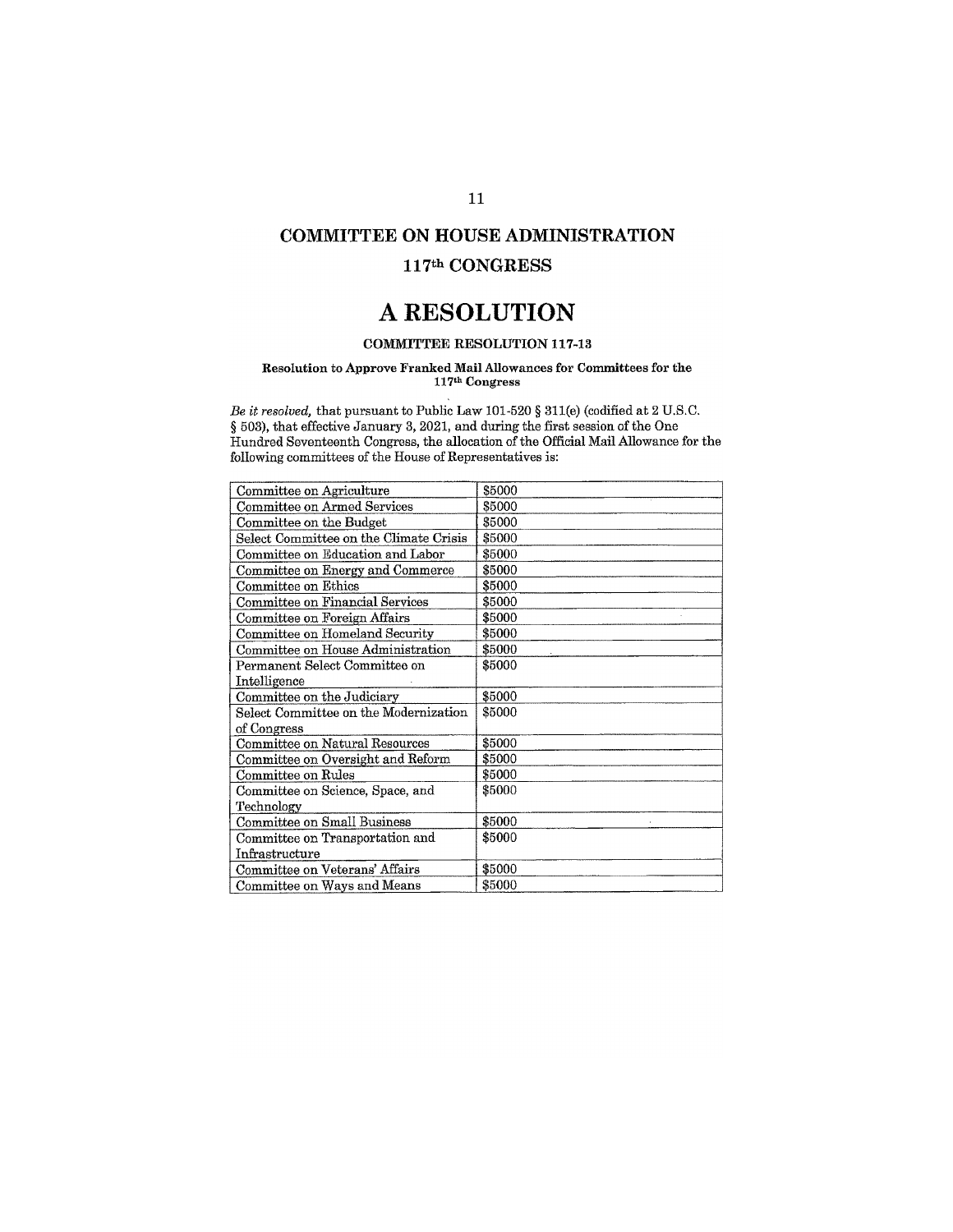# COMMITTEE ON HOUSE ADMINISTRATION

## 117th CONGRESS

# A RESOLUTION

### COMMITTEE RESOLUTION 117-13

**Resolution to Approve Franked Mail Allowances for Committees for the 117th Congress**

*Be it resolved,* that pursuant to Public Law 101-520 § 311(e) (codified at 2 U.S.C. § 503), that effective January 3, 2021, and during the first session of the One Hundred Seventeenth Congress, the allocation of the Official Mail Allowance for the following committees of the House of Representatives is:

| Committee | Allowance |
|---|---|
| Committee on Agriculture | $5000 |
| Committee on Armed Services | $5000 |
| Committee on the Budget | $5000 |
| Select Committee on the Climate Crisis | $5000 |
| Committee on Education and Labor | $5000 |
| Committee on Energy and Commerce | $5000 |
| Committee on Ethics | $5000 |
| Committee on Financial Services | $5000 |
| Committee on Foreign Affairs | $5000 |
| Committee on Homeland Security | $5000 |
| Committee on House Administration | $5000 |
| Permanent Select Committee on Intelligence | $5000 |
| Committee on the Judiciary | $5000 |
| Select Committee on the Modernization of Congress | $5000 |
| Committee on Natural Resources | $5000 |
| Committee on Oversight and Reform | $5000 |
| Committee on Rules | $5000 |
| Committee on Science, Space, and Technology | $5000 |
| Committee on Small Business | $5000 |
| Committee on Transportation and Infrastructure | $5000 |
| Committee on Veterans' Affairs | $5000 |
| Committee on Ways and Means | $5000 |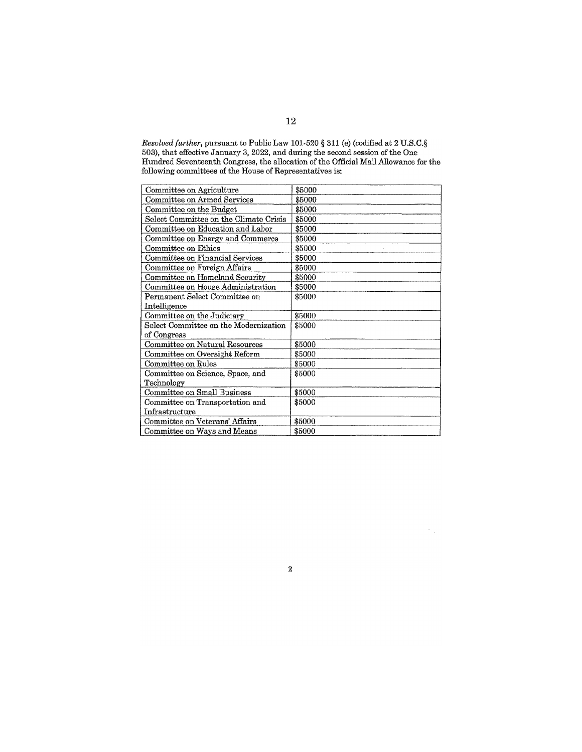*Resolved further*, pursuant to Public Law 101-520 § 311 (e) (codified at 2 U.S.C.§ 503), that effective January 3, 2022, and during the second session of the One Hundred Seventeenth Congress, the allocation of the Official Mail Allowance for the following committees of the House of Representatives is:

| Committee | Allowance |
|---|---|
| Committee on Agriculture | $5000 |
| Committee on Armed Services | $5000 |
| Committee on the Budget | $5000 |
| Select Committee on the Climate Crisis | $5000 |
| Committee on Education and Labor | $5000 |
| Committee on Energy and Commerce | $5000 |
| Committee on Ethics | $5000 |
| Committee on Financial Services | $5000 |
| Committee on Foreign Affairs | $5000 |
| Committee on Homeland Security | $5000 |
| Committee on House Administration | $5000 |
| Permanent Select Committee on Intelligence | $5000 |
| Committee on the Judiciary | $5000 |
| Select Committee on the Modernization of Congress | $5000 |
| Committee on Natural Resources | $5000 |
| Committee on Oversight Reform | $5000 |
| Committee on Rules | $5000 |
| Committee on Science, Space, and Technology | $5000 |
| Committee on Small Business | $5000 |
| Committee on Transportation and Infrastructure | $5000 |
| Committee on Veterans' Affairs | $5000 |
| Committee on Ways and Means | $5000 |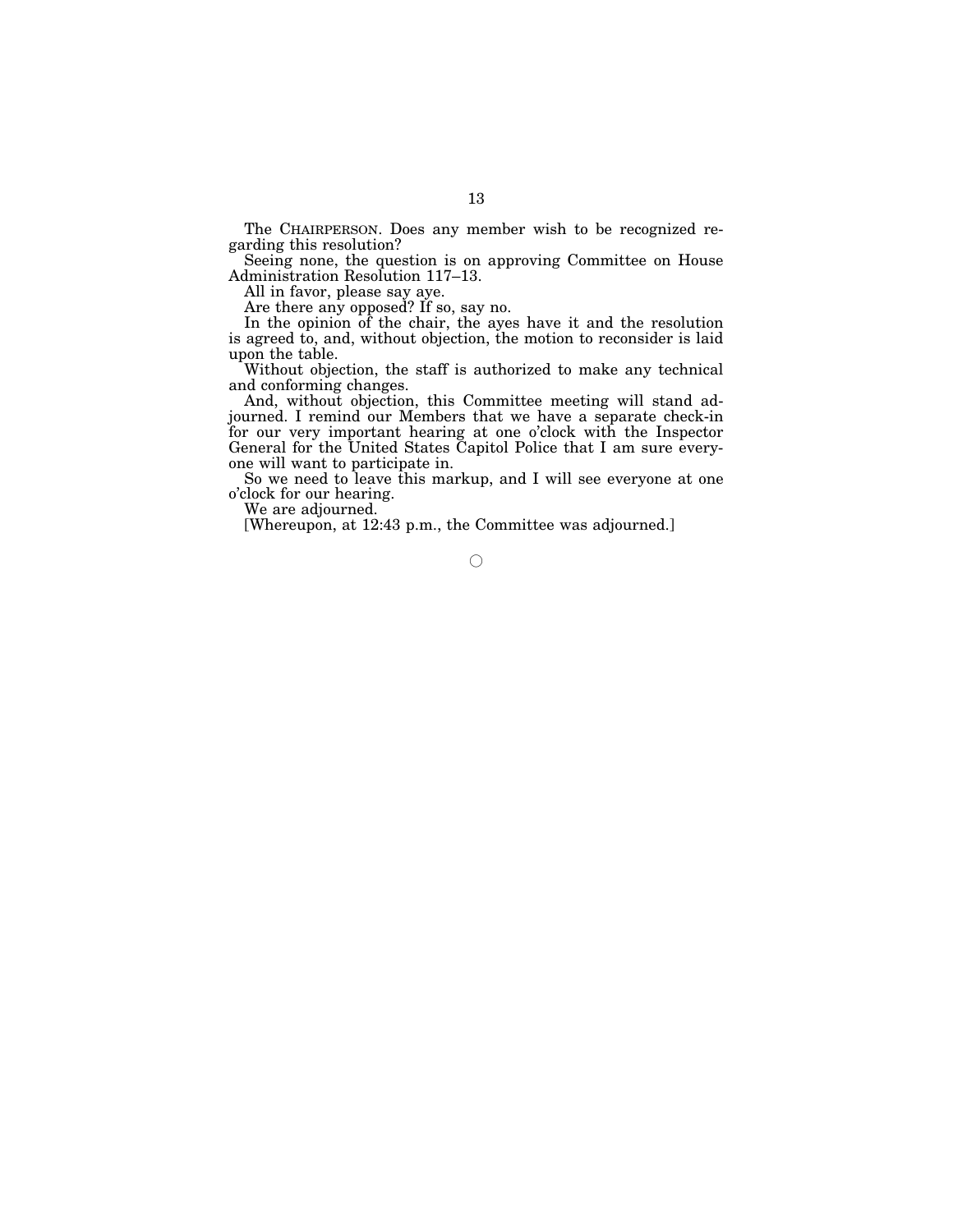The CHAIRPERSON. Does any member wish to be recognized regarding this resolution?

Seeing none, the question is on approving Committee on House Administration Resolution 117–13.

All in favor, please say aye.

Are there any opposed? If so, say no.

In the opinion of the chair, the ayes have it and the resolution is agreed to, and, without objection, the motion to reconsider is laid upon the table.

Without objection, the staff is authorized to make any technical and conforming changes.

And, without objection, this Committee meeting will stand adjourned. I remind our Members that we have a separate check-in for our very important hearing at one o'clock with the Inspector General for the United States Capitol Police that I am sure everyone will want to participate in.

So we need to leave this markup, and I will see everyone at one o'clock for our hearing.

We are adjourned.

[Whereupon, at 12:43 p.m., the Committee was adjourned.]

○